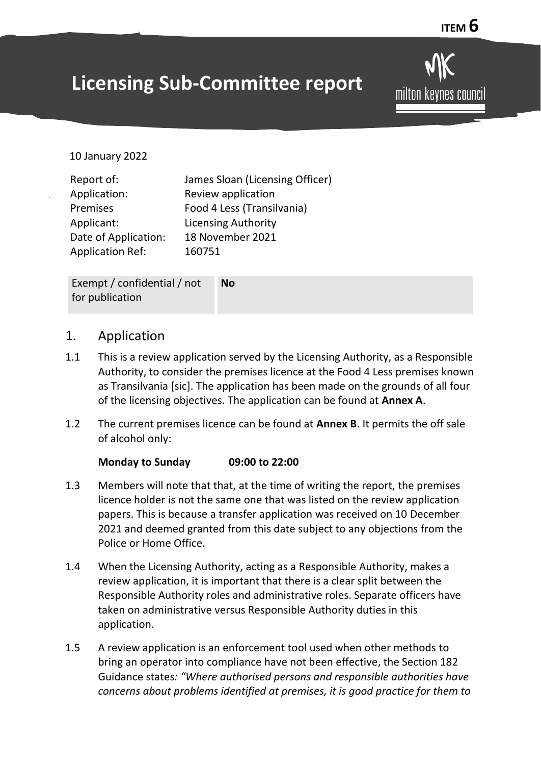**ITEM 6**

# Licensing Sub-Committee report

milton keynes council

10 January 2022

| | |
|---|---|
| Report of: | James Sloan (Licensing Officer) |
| Application: | Review application |
| Premises | Food 4 Less (Transilvania) |
| Applicant: | Licensing Authority |
| Date of Application: | 18 November 2021 |
| Application Ref: | 160751 |

| | |
|---|---|
| Exempt / confidential / not for publication | **No** |

## 1. Application

1.1 This is a review application served by the Licensing Authority, as a Responsible Authority, to consider the premises licence at the Food 4 Less premises known as Transilvania [sic]. The application has been made on the grounds of all four of the licensing objectives. The application can be found at **Annex A**.

1.2 The current premises licence can be found at **Annex B**. It permits the off sale of alcohol only:

**Monday to Sunday 09:00 to 22:00**

1.3 Members will note that that, at the time of writing the report, the premises licence holder is not the same one that was listed on the review application papers. This is because a transfer application was received on 10 December 2021 and deemed granted from this date subject to any objections from the Police or Home Office.

1.4 When the Licensing Authority, acting as a Responsible Authority, makes a review application, it is important that there is a clear split between the Responsible Authority roles and administrative roles. Separate officers have taken on administrative versus Responsible Authority duties in this application.

1.5 A review application is an enforcement tool used when other methods to bring an operator into compliance have not been effective, the Section 182 Guidance states*: "Where authorised persons and responsible authorities have concerns about problems identified at premises, it is good practice for them to*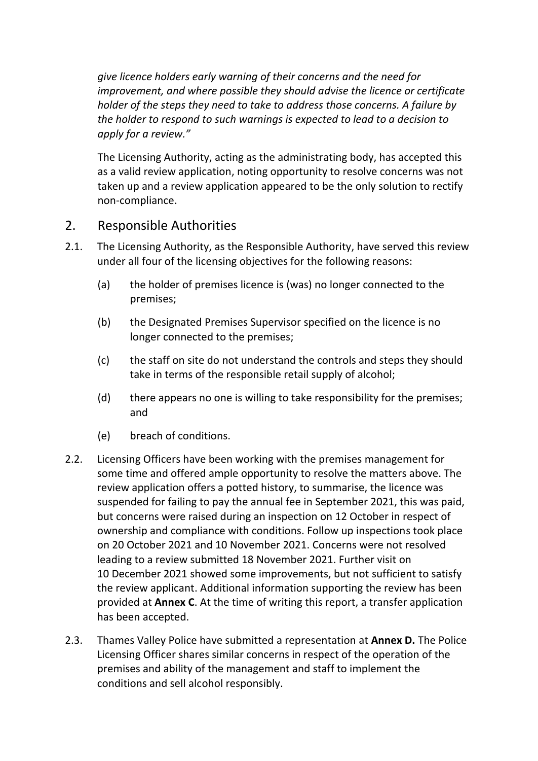*give licence holders early warning of their concerns and the need for improvement, and where possible they should advise the licence or certificate holder of the steps they need to take to address those concerns. A failure by the holder to respond to such warnings is expected to lead to a decision to apply for a review."*

The Licensing Authority, acting as the administrating body, has accepted this as a valid review application, noting opportunity to resolve concerns was not taken up and a review application appeared to be the only solution to rectify non-compliance.

## 2. Responsible Authorities

2.1. The Licensing Authority, as the Responsible Authority, have served this review under all four of the licensing objectives for the following reasons:

(a) the holder of premises licence is (was) no longer connected to the premises;

(b) the Designated Premises Supervisor specified on the licence is no longer connected to the premises;

(c) the staff on site do not understand the controls and steps they should take in terms of the responsible retail supply of alcohol;

(d) there appears no one is willing to take responsibility for the premises; and

(e) breach of conditions.

2.2. Licensing Officers have been working with the premises management for some time and offered ample opportunity to resolve the matters above. The review application offers a potted history, to summarise, the licence was suspended for failing to pay the annual fee in September 2021, this was paid, but concerns were raised during an inspection on 12 October in respect of ownership and compliance with conditions. Follow up inspections took place on 20 October 2021 and 10 November 2021. Concerns were not resolved leading to a review submitted 18 November 2021. Further visit on 10 December 2021 showed some improvements, but not sufficient to satisfy the review applicant. Additional information supporting the review has been provided at **Annex C**. At the time of writing this report, a transfer application has been accepted.

2.3. Thames Valley Police have submitted a representation at **Annex D.** The Police Licensing Officer shares similar concerns in respect of the operation of the premises and ability of the management and staff to implement the conditions and sell alcohol responsibly.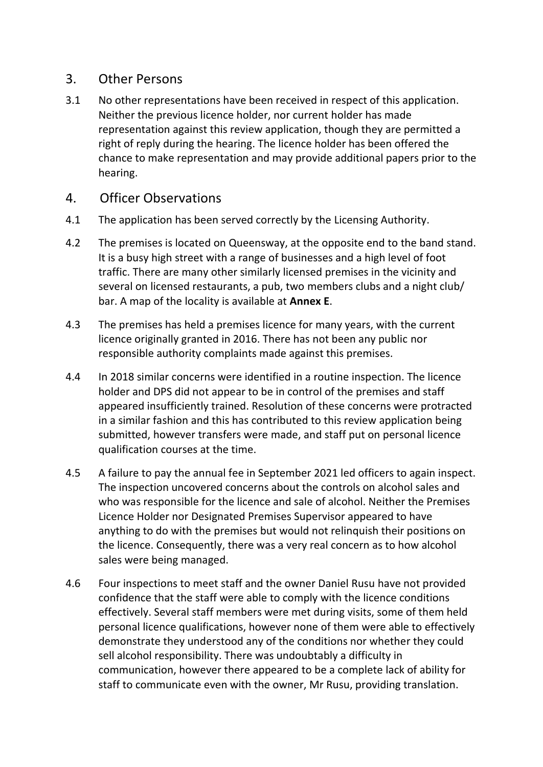## 3. Other Persons

3.1 No other representations have been received in respect of this application. Neither the previous licence holder, nor current holder has made representation against this review application, though they are permitted a right of reply during the hearing. The licence holder has been offered the chance to make representation and may provide additional papers prior to the hearing.

## 4. Officer Observations

4.1 The application has been served correctly by the Licensing Authority.

4.2 The premises is located on Queensway, at the opposite end to the band stand. It is a busy high street with a range of businesses and a high level of foot traffic. There are many other similarly licensed premises in the vicinity and several on licensed restaurants, a pub, two members clubs and a night club/ bar. A map of the locality is available at **Annex E**.

4.3 The premises has held a premises licence for many years, with the current licence originally granted in 2016. There has not been any public nor responsible authority complaints made against this premises.

4.4 In 2018 similar concerns were identified in a routine inspection. The licence holder and DPS did not appear to be in control of the premises and staff appeared insufficiently trained. Resolution of these concerns were protracted in a similar fashion and this has contributed to this review application being submitted, however transfers were made, and staff put on personal licence qualification courses at the time.

4.5 A failure to pay the annual fee in September 2021 led officers to again inspect. The inspection uncovered concerns about the controls on alcohol sales and who was responsible for the licence and sale of alcohol. Neither the Premises Licence Holder nor Designated Premises Supervisor appeared to have anything to do with the premises but would not relinquish their positions on the licence. Consequently, there was a very real concern as to how alcohol sales were being managed.

4.6 Four inspections to meet staff and the owner Daniel Rusu have not provided confidence that the staff were able to comply with the licence conditions effectively. Several staff members were met during visits, some of them held personal licence qualifications, however none of them were able to effectively demonstrate they understood any of the conditions nor whether they could sell alcohol responsibility. There was undoubtably a difficulty in communication, however there appeared to be a complete lack of ability for staff to communicate even with the owner, Mr Rusu, providing translation.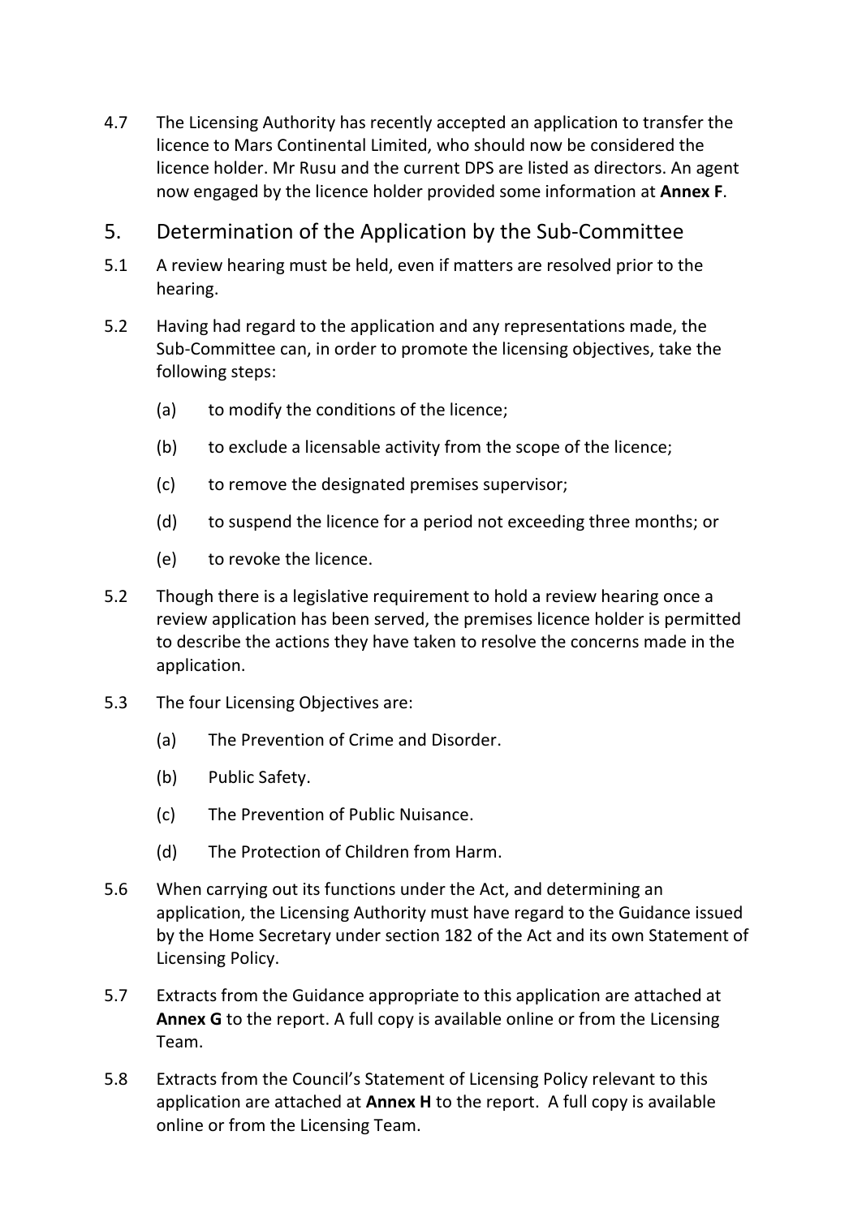4.7 The Licensing Authority has recently accepted an application to transfer the licence to Mars Continental Limited, who should now be considered the licence holder. Mr Rusu and the current DPS are listed as directors. An agent now engaged by the licence holder provided some information at **Annex F**.

## 5. Determination of the Application by the Sub-Committee

5.1 A review hearing must be held, even if matters are resolved prior to the hearing.

5.2 Having had regard to the application and any representations made, the Sub-Committee can, in order to promote the licensing objectives, take the following steps:

(a) to modify the conditions of the licence;

(b) to exclude a licensable activity from the scope of the licence;

(c) to remove the designated premises supervisor;

(d) to suspend the licence for a period not exceeding three months; or

(e) to revoke the licence.

5.2 Though there is a legislative requirement to hold a review hearing once a review application has been served, the premises licence holder is permitted to describe the actions they have taken to resolve the concerns made in the application.

5.3 The four Licensing Objectives are:

(a) The Prevention of Crime and Disorder.

(b) Public Safety.

(c) The Prevention of Public Nuisance.

(d) The Protection of Children from Harm.

5.6 When carrying out its functions under the Act, and determining an application, the Licensing Authority must have regard to the Guidance issued by the Home Secretary under section 182 of the Act and its own Statement of Licensing Policy.

5.7 Extracts from the Guidance appropriate to this application are attached at **Annex G** to the report. A full copy is available online or from the Licensing Team.

5.8 Extracts from the Council's Statement of Licensing Policy relevant to this application are attached at **Annex H** to the report. A full copy is available online or from the Licensing Team.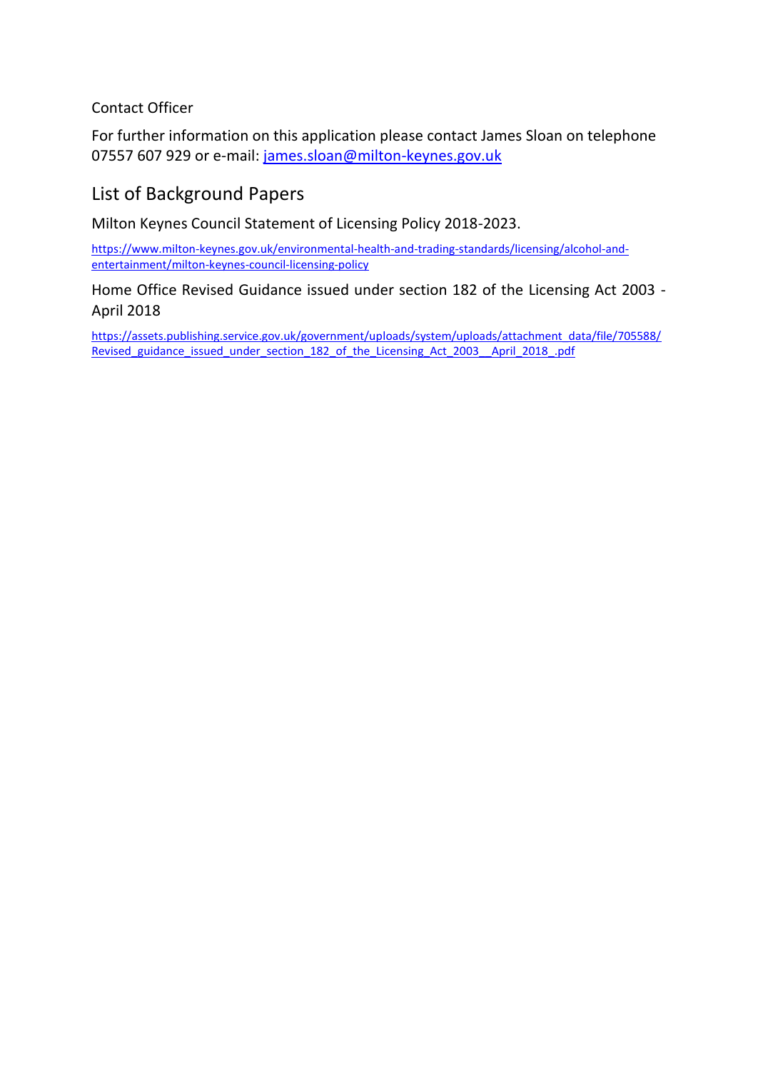Contact Officer

For further information on this application please contact James Sloan on telephone 07557 607 929 or e-mail: [james.sloan@milton-keynes.gov.uk](mailto:james.sloan@milton-keynes.gov.uk)

## List of Background Papers

Milton Keynes Council Statement of Licensing Policy 2018-2023.

https://www.milton-keynes.gov.uk/environmental-health-and-trading-standards/licensing/alcohol-and-entertainment/milton-keynes-council-licensing-policy

Home Office Revised Guidance issued under section 182 of the Licensing Act 2003 - April 2018

https://assets.publishing.service.gov.uk/government/uploads/system/uploads/attachment_data/file/705588/Revised_guidance_issued_under_section_182_of_the_Licensing_Act_2003__April_2018_.pdf